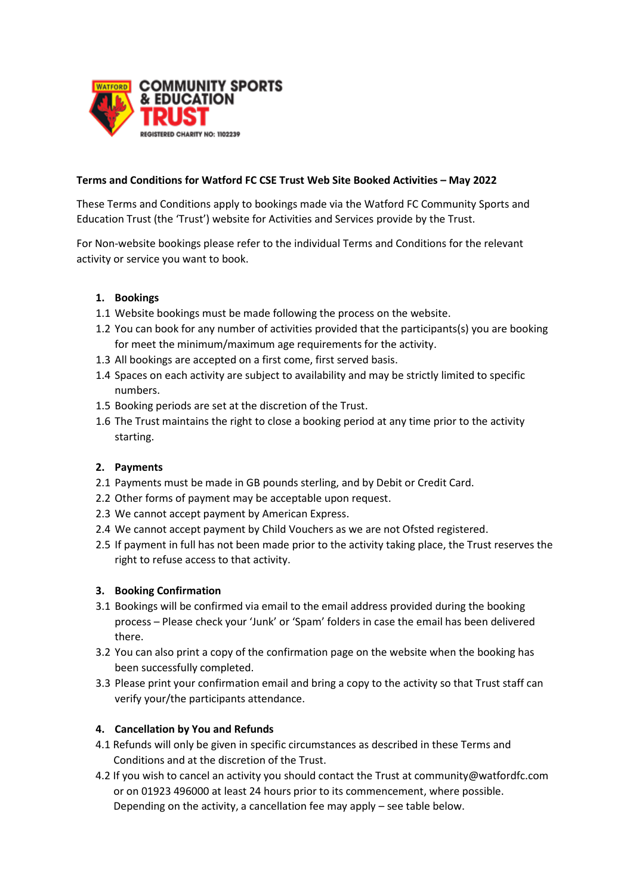COMMUNITY SPORTS & EDUCATION TRUST

REGISTERED CHARITY NO: 1102239

**Terms and Conditions for Watford FC CSE Trust Web Site Booked Activities – May 2022**

These Terms and Conditions apply to bookings made via the Watford FC Community Sports and Education Trust (the 'Trust') website for Activities and Services provide by the Trust.

For Non-website bookings please refer to the individual Terms and Conditions for the relevant activity or service you want to book.

## 1. Bookings

1.1 Website bookings must be made following the process on the website.

1.2 You can book for any number of activities provided that the participants(s) you are booking for meet the minimum/maximum age requirements for the activity.

1.3 All bookings are accepted on a first come, first served basis.

1.4 Spaces on each activity are subject to availability and may be strictly limited to specific numbers.

1.5 Booking periods are set at the discretion of the Trust.

1.6 The Trust maintains the right to close a booking period at any time prior to the activity starting.

## 2. Payments

2.1 Payments must be made in GB pounds sterling, and by Debit or Credit Card.

2.2 Other forms of payment may be acceptable upon request.

2.3 We cannot accept payment by American Express.

2.4 We cannot accept payment by Child Vouchers as we are not Ofsted registered.

2.5 If payment in full has not been made prior to the activity taking place, the Trust reserves the right to refuse access to that activity.

## 3. Booking Confirmation

3.1 Bookings will be confirmed via email to the email address provided during the booking process – Please check your 'Junk' or 'Spam' folders in case the email has been delivered there.

3.2 You can also print a copy of the confirmation page on the website when the booking has been successfully completed.

3.3 Please print your confirmation email and bring a copy to the activity so that Trust staff can verify your/the participants attendance.

## 4. Cancellation by You and Refunds

4.1 Refunds will only be given in specific circumstances as described in these Terms and Conditions and at the discretion of the Trust.

4.2 If you wish to cancel an activity you should contact the Trust at community@watfordfc.com or on 01923 496000 at least 24 hours prior to its commencement, where possible. Depending on the activity, a cancellation fee may apply – see table below.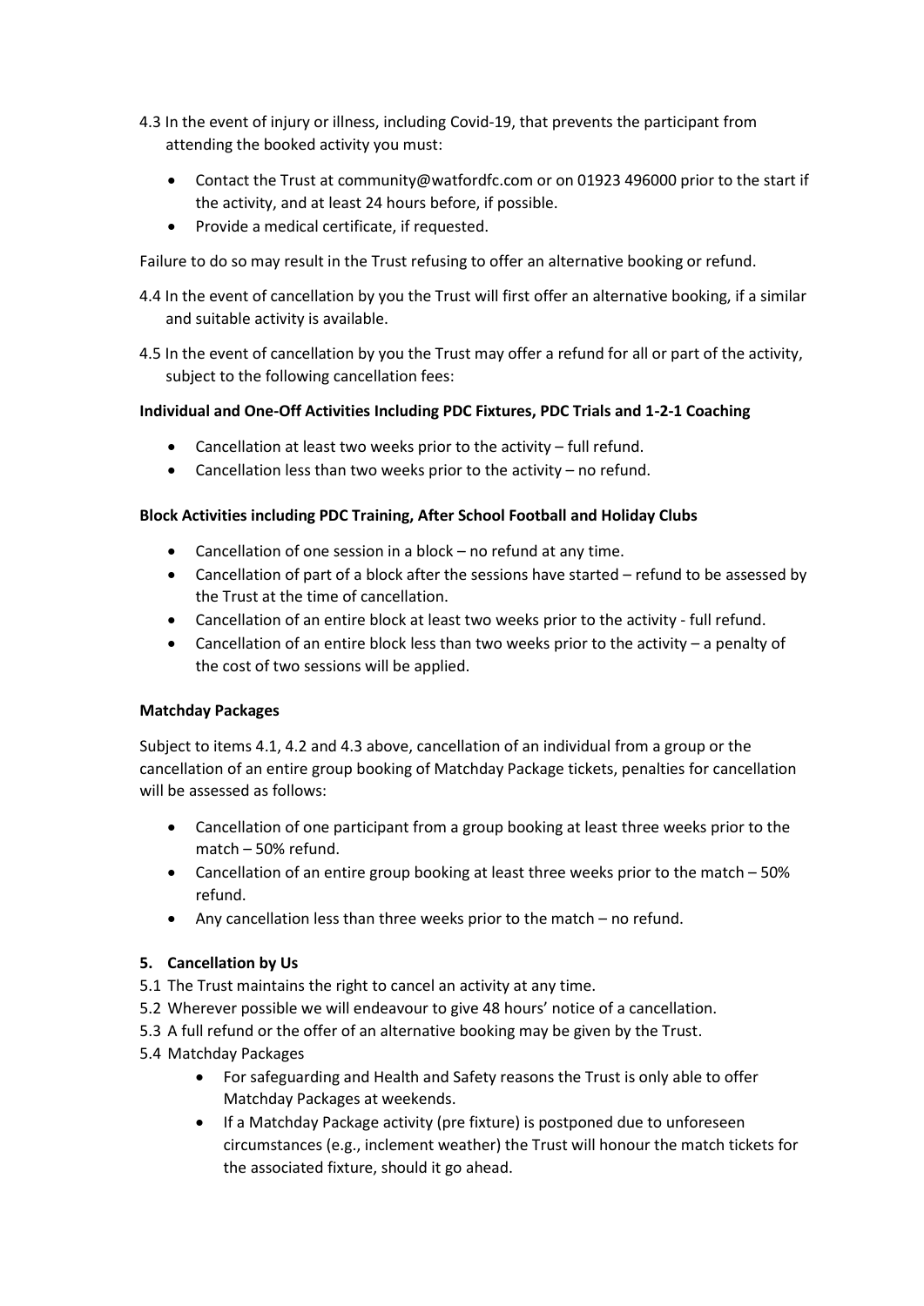4.3 In the event of injury or illness, including Covid-19, that prevents the participant from attending the booked activity you must:

- Contact the Trust at community@watfordfc.com or on 01923 496000 prior to the start if the activity, and at least 24 hours before, if possible.
- Provide a medical certificate, if requested.

Failure to do so may result in the Trust refusing to offer an alternative booking or refund.

4.4 In the event of cancellation by you the Trust will first offer an alternative booking, if a similar and suitable activity is available.

4.5 In the event of cancellation by you the Trust may offer a refund for all or part of the activity, subject to the following cancellation fees:

**Individual and One-Off Activities Including PDC Fixtures, PDC Trials and 1-2-1 Coaching**

- Cancellation at least two weeks prior to the activity – full refund.
- Cancellation less than two weeks prior to the activity – no refund.

**Block Activities including PDC Training, After School Football and Holiday Clubs**

- Cancellation of one session in a block – no refund at any time.
- Cancellation of part of a block after the sessions have started – refund to be assessed by the Trust at the time of cancellation.
- Cancellation of an entire block at least two weeks prior to the activity - full refund.
- Cancellation of an entire block less than two weeks prior to the activity – a penalty of the cost of two sessions will be applied.

**Matchday Packages**

Subject to items 4.1, 4.2 and 4.3 above, cancellation of an individual from a group or the cancellation of an entire group booking of Matchday Package tickets, penalties for cancellation will be assessed as follows:

- Cancellation of one participant from a group booking at least three weeks prior to the match – 50% refund.
- Cancellation of an entire group booking at least three weeks prior to the match – 50% refund.
- Any cancellation less than three weeks prior to the match – no refund.

## 5. Cancellation by Us

5.1 The Trust maintains the right to cancel an activity at any time.

5.2 Wherever possible we will endeavour to give 48 hours' notice of a cancellation.

5.3 A full refund or the offer of an alternative booking may be given by the Trust.

5.4 Matchday Packages

- For safeguarding and Health and Safety reasons the Trust is only able to offer Matchday Packages at weekends.
- If a Matchday Package activity (pre fixture) is postponed due to unforeseen circumstances (e.g., inclement weather) the Trust will honour the match tickets for the associated fixture, should it go ahead.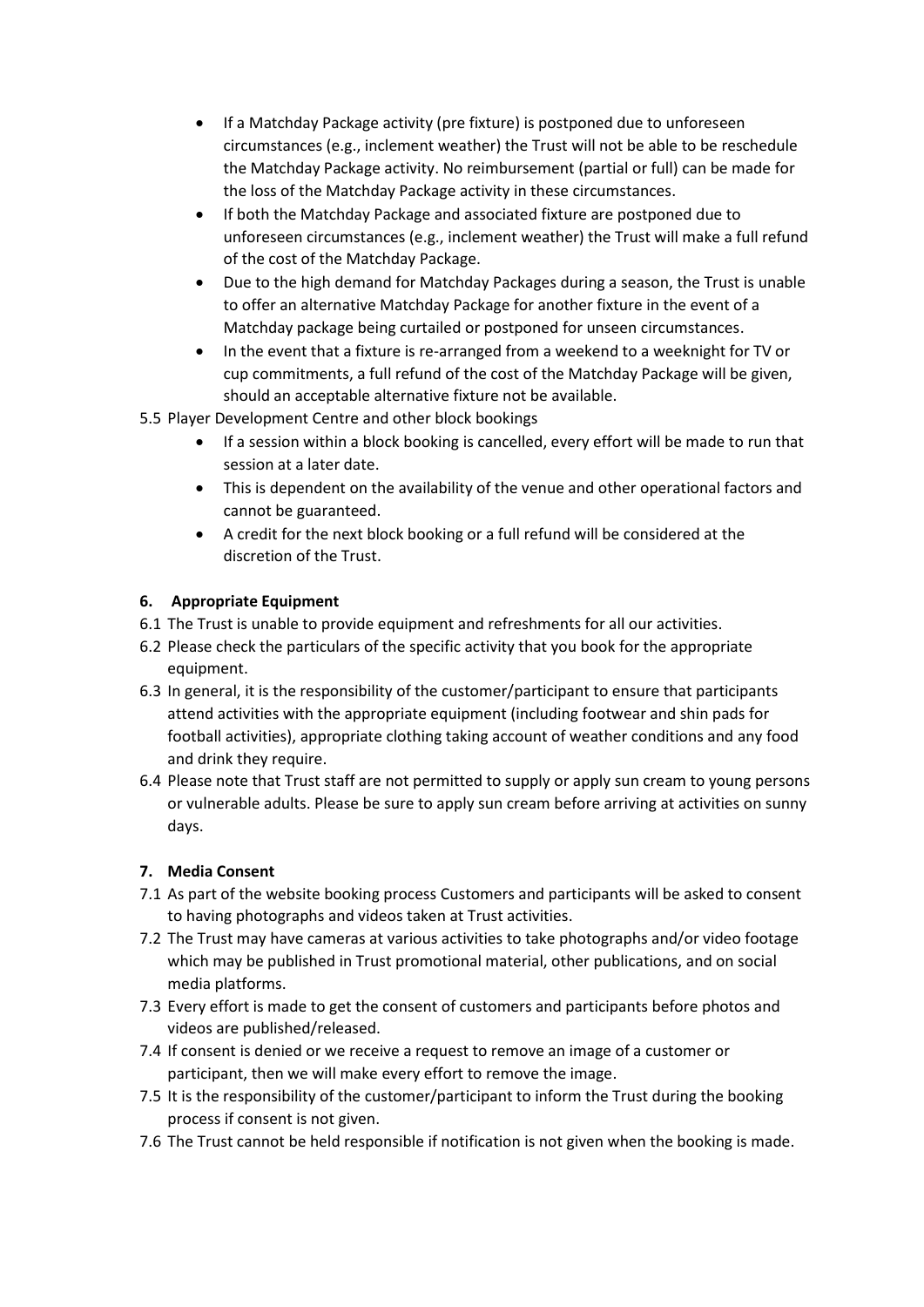- If a Matchday Package activity (pre fixture) is postponed due to unforeseen circumstances (e.g., inclement weather) the Trust will not be able to be reschedule the Matchday Package activity. No reimbursement (partial or full) can be made for the loss of the Matchday Package activity in these circumstances.
- If both the Matchday Package and associated fixture are postponed due to unforeseen circumstances (e.g., inclement weather) the Trust will make a full refund of the cost of the Matchday Package.
- Due to the high demand for Matchday Packages during a season, the Trust is unable to offer an alternative Matchday Package for another fixture in the event of a Matchday package being curtailed or postponed for unseen circumstances.
- In the event that a fixture is re-arranged from a weekend to a weeknight for TV or cup commitments, a full refund of the cost of the Matchday Package will be given, should an acceptable alternative fixture not be available.

5.5 Player Development Centre and other block bookings

- If a session within a block booking is cancelled, every effort will be made to run that session at a later date.
- This is dependent on the availability of the venue and other operational factors and cannot be guaranteed.
- A credit for the next block booking or a full refund will be considered at the discretion of the Trust.

**6. Appropriate Equipment**

6.1 The Trust is unable to provide equipment and refreshments for all our activities.

6.2 Please check the particulars of the specific activity that you book for the appropriate equipment.

6.3 In general, it is the responsibility of the customer/participant to ensure that participants attend activities with the appropriate equipment (including footwear and shin pads for football activities), appropriate clothing taking account of weather conditions and any food and drink they require.

6.4 Please note that Trust staff are not permitted to supply or apply sun cream to young persons or vulnerable adults. Please be sure to apply sun cream before arriving at activities on sunny days.

**7. Media Consent**

7.1 As part of the website booking process Customers and participants will be asked to consent to having photographs and videos taken at Trust activities.

7.2 The Trust may have cameras at various activities to take photographs and/or video footage which may be published in Trust promotional material, other publications, and on social media platforms.

7.3 Every effort is made to get the consent of customers and participants before photos and videos are published/released.

7.4 If consent is denied or we receive a request to remove an image of a customer or participant, then we will make every effort to remove the image.

7.5 It is the responsibility of the customer/participant to inform the Trust during the booking process if consent is not given.

7.6 The Trust cannot be held responsible if notification is not given when the booking is made.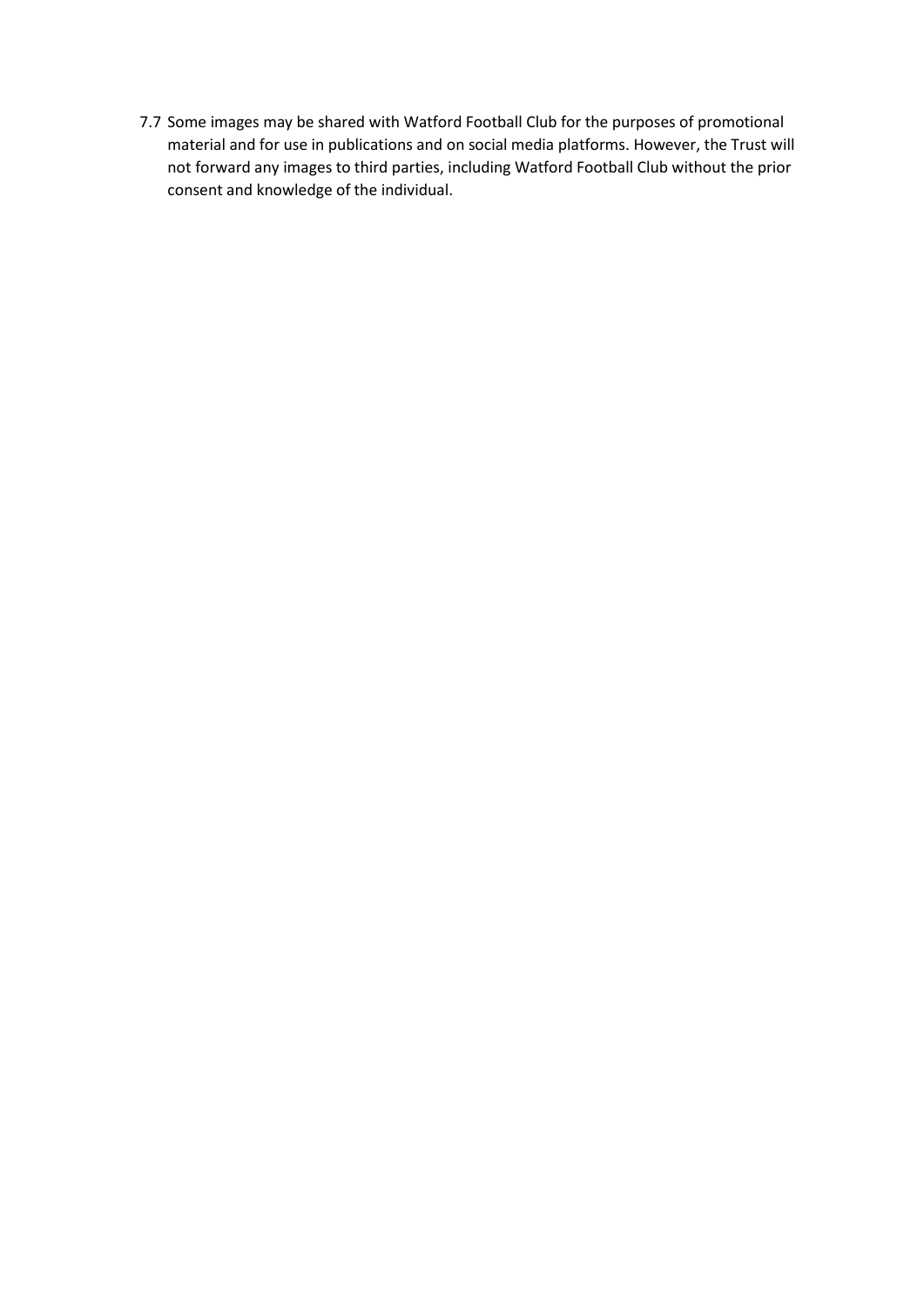7.7 Some images may be shared with Watford Football Club for the purposes of promotional material and for use in publications and on social media platforms. However, the Trust will not forward any images to third parties, including Watford Football Club without the prior consent and knowledge of the individual.